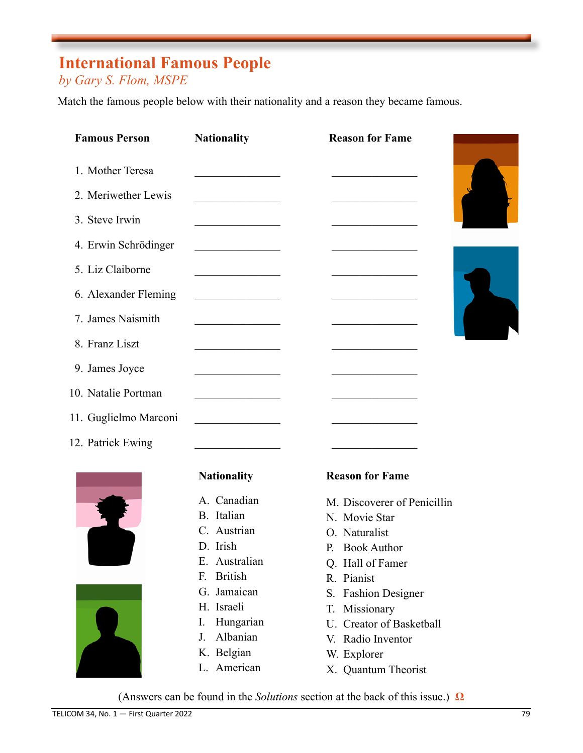# International Famous People

*by Gary S. Flom, MSPE*

Match the famous people below with their nationality and a reason they became famous.

| Famous Person | Nationality | Reason for Fame |
|---|---|---|
| 1. Mother Teresa | ________ | ________ |
| 2. Meriwether Lewis | ________ | ________ |
| 3. Steve Irwin | ________ | ________ |
| 4. Erwin Schrödinger | ________ | ________ |
| 5. Liz Claiborne | ________ | ________ |
| 6. Alexander Fleming | ________ | ________ |
| 7. James Naismith | ________ | ________ |
| 8. Franz Liszt | ________ | ________ |
| 9. James Joyce | ________ | ________ |
| 10. Natalie Portman | ________ | ________ |
| 11. Guglielmo Marconi | ________ | ________ |
| 12. Patrick Ewing | ________ | ________ |

**Nationality**

A. Canadian
B. Italian
C. Austrian
D. Irish
E. Australian
F. British
G. Jamaican
H. Israeli
I. Hungarian
J. Albanian
K. Belgian
L. American

**Reason for Fame**

M. Discoverer of Penicillin
N. Movie Star
O. Naturalist
P. Book Author
Q. Hall of Famer
R. Pianist
S. Fashion Designer
T. Missionary
U. Creator of Basketball
V. Radio Inventor
W. Explorer
X. Quantum Theorist

(Answers can be found in the *Solutions* section at the back of this issue.) Ω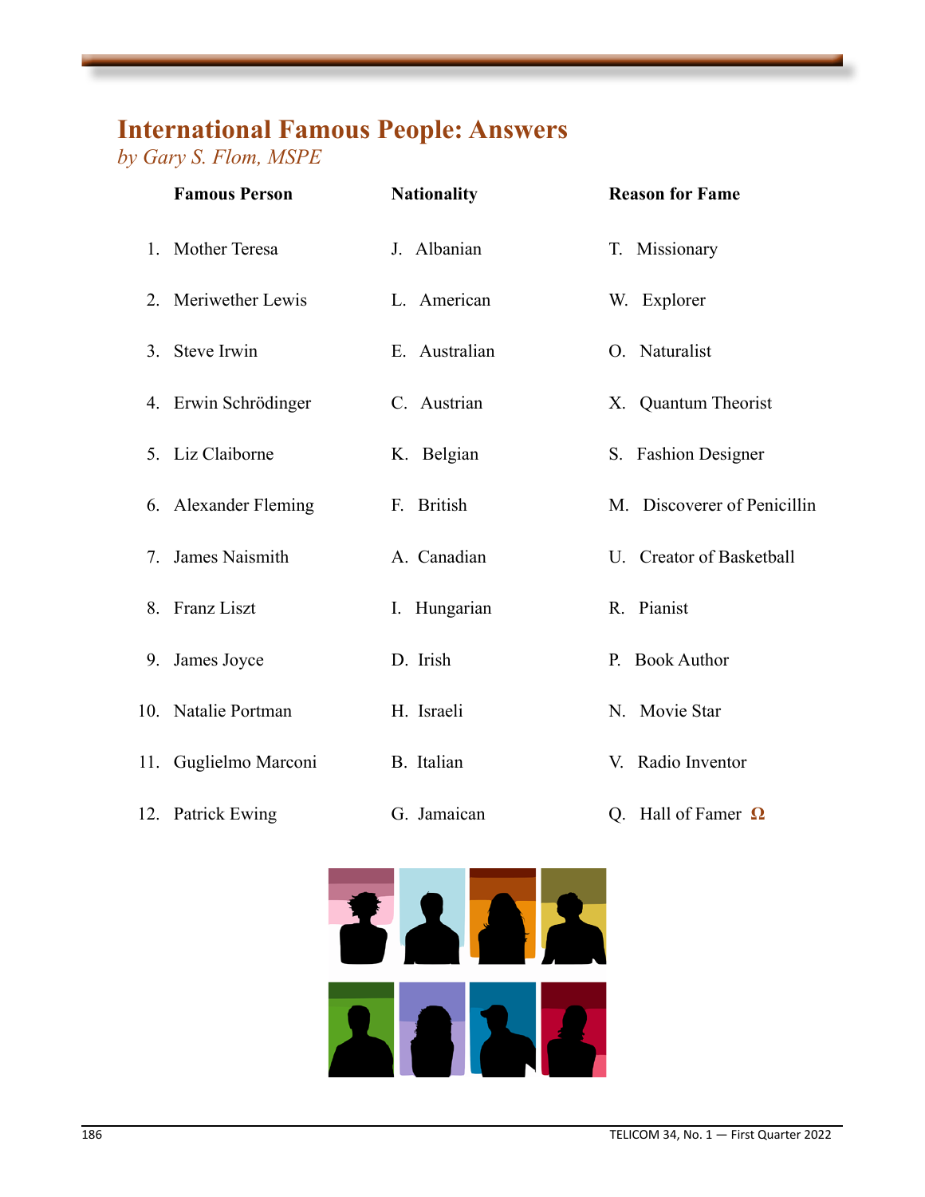# International Famous People: Answers

*by Gary S. Flom, MSPE*

| Famous Person | Nationality | Reason for Fame |
|---|---|---|
| 1. Mother Teresa | J. Albanian | T. Missionary |
| 2. Meriwether Lewis | L. American | W. Explorer |
| 3. Steve Irwin | E. Australian | O. Naturalist |
| 4. Erwin Schrödinger | C. Austrian | X. Quantum Theorist |
| 5. Liz Claiborne | K. Belgian | S. Fashion Designer |
| 6. Alexander Fleming | F. British | M. Discoverer of Penicillin |
| 7. James Naismith | A. Canadian | U. Creator of Basketball |
| 8. Franz Liszt | I. Hungarian | R. Pianist |
| 9. James Joyce | D. Irish | P. Book Author |
| 10. Natalie Portman | H. Israeli | N. Movie Star |
| 11. Guglielmo Marconi | B. Italian | V. Radio Inventor |
| 12. Patrick Ewing | G. Jamaican | Q. Hall of Famer Ω |